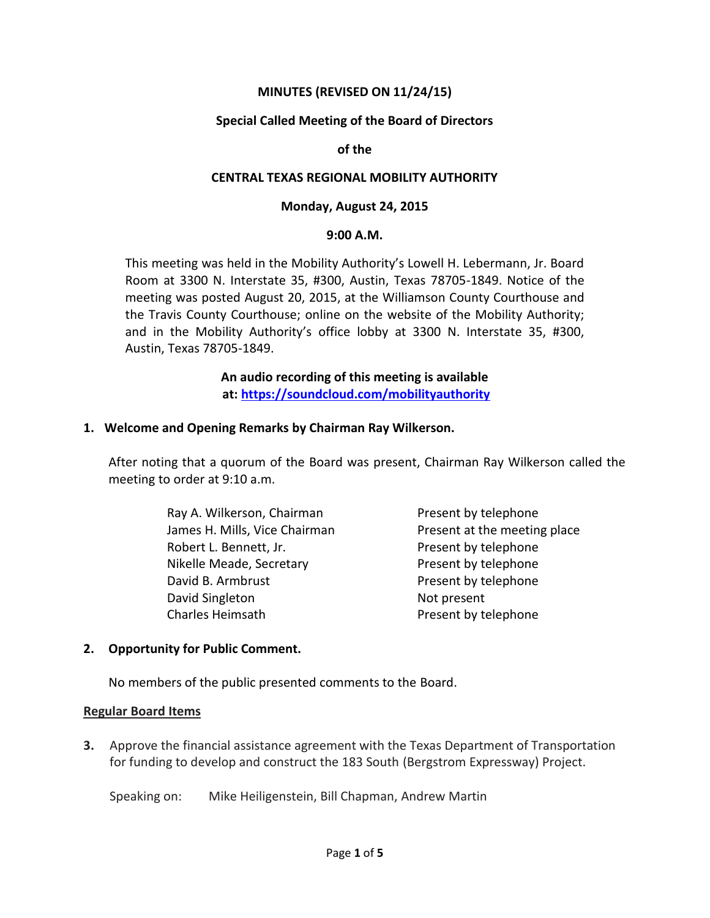**MINUTES (REVISED ON 11/24/15)**

**Special Called Meeting of the Board of Directors**

**of the**

**CENTRAL TEXAS REGIONAL MOBILITY AUTHORITY**

**Monday, August 24, 2015**

**9:00 A.M.**

This meeting was held in the Mobility Authority's Lowell H. Lebermann, Jr. Board Room at 3300 N. Interstate 35, #300, Austin, Texas 78705-1849. Notice of the meeting was posted August 20, 2015, at the Williamson County Courthouse and the Travis County Courthouse; online on the website of the Mobility Authority; and in the Mobility Authority's office lobby at 3300 N. Interstate 35, #300, Austin, Texas 78705-1849.

**An audio recording of this meeting is available at: [https://soundcloud.com/mobilityauthority](https://soundcloud.com/mobilityauthority)**

**1. Welcome and Opening Remarks by Chairman Ray Wilkerson.**

After noting that a quorum of the Board was present, Chairman Ray Wilkerson called the meeting to order at 9:10 a.m.

| | |
|---|---|
| Ray A. Wilkerson, Chairman | Present by telephone |
| James H. Mills, Vice Chairman | Present at the meeting place |
| Robert L. Bennett, Jr. | Present by telephone |
| Nikelle Meade, Secretary | Present by telephone |
| David B. Armbrust | Present by telephone |
| David Singleton | Not present |
| Charles Heimsath | Present by telephone |

**2. Opportunity for Public Comment.**

No members of the public presented comments to the Board.

**Regular Board Items**

**3.** Approve the financial assistance agreement with the Texas Department of Transportation for funding to develop and construct the 183 South (Bergstrom Expressway) Project.

Speaking on: Mike Heiligenstein, Bill Chapman, Andrew Martin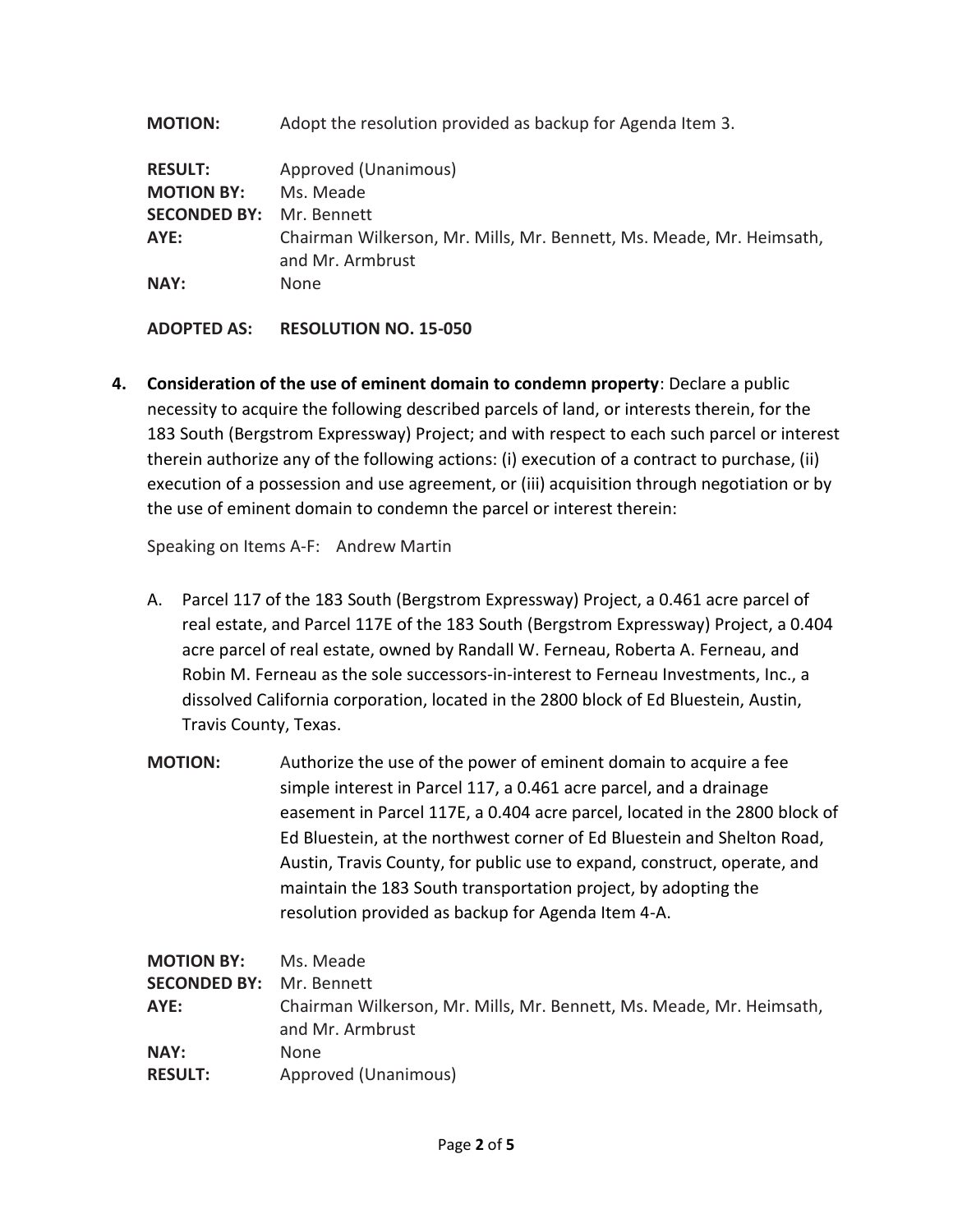**MOTION:** Adopt the resolution provided as backup for Agenda Item 3.

**RESULT:** Approved (Unanimous)
**MOTION BY:** Ms. Meade
**SECONDED BY:** Mr. Bennett
**AYE:** Chairman Wilkerson, Mr. Mills, Mr. Bennett, Ms. Meade, Mr. Heimsath, and Mr. Armbrust
**NAY:** None

**ADOPTED AS: RESOLUTION NO. 15-050**

4. **Consideration of the use of eminent domain to condemn property**: Declare a public necessity to acquire the following described parcels of land, or interests therein, for the 183 South (Bergstrom Expressway) Project; and with respect to each such parcel or interest therein authorize any of the following actions: (i) execution of a contract to purchase, (ii) execution of a possession and use agreement, or (iii) acquisition through negotiation or by the use of eminent domain to condemn the parcel or interest therein:

   Speaking on Items A-F: Andrew Martin

   A. Parcel 117 of the 183 South (Bergstrom Expressway) Project, a 0.461 acre parcel of real estate, and Parcel 117E of the 183 South (Bergstrom Expressway) Project, a 0.404 acre parcel of real estate, owned by Randall W. Ferneau, Roberta A. Ferneau, and Robin M. Ferneau as the sole successors-in-interest to Ferneau Investments, Inc., a dissolved California corporation, located in the 2800 block of Ed Bluestein, Austin, Travis County, Texas.

   **MOTION:** Authorize the use of the power of eminent domain to acquire a fee simple interest in Parcel 117, a 0.461 acre parcel, and a drainage easement in Parcel 117E, a 0.404 acre parcel, located in the 2800 block of Ed Bluestein, at the northwest corner of Ed Bluestein and Shelton Road, Austin, Travis County, for public use to expand, construct, operate, and maintain the 183 South transportation project, by adopting the resolution provided as backup for Agenda Item 4-A.

   **MOTION BY:** Ms. Meade
   **SECONDED BY:** Mr. Bennett
   **AYE:** Chairman Wilkerson, Mr. Mills, Mr. Bennett, Ms. Meade, Mr. Heimsath, and Mr. Armbrust
   **NAY:** None
   **RESULT:** Approved (Unanimous)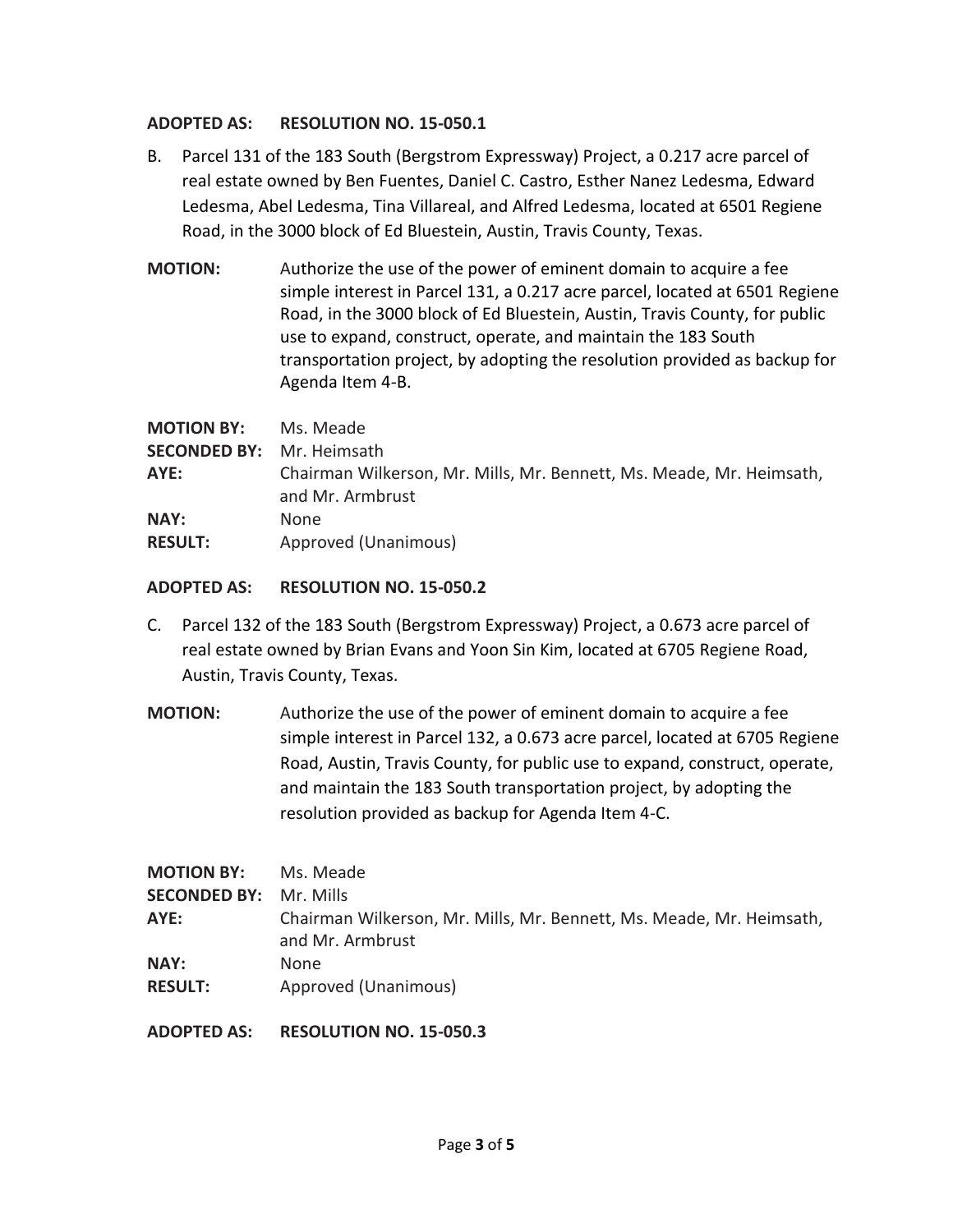**ADOPTED AS: RESOLUTION NO. 15-050.1**

B. Parcel 131 of the 183 South (Bergstrom Expressway) Project, a 0.217 acre parcel of real estate owned by Ben Fuentes, Daniel C. Castro, Esther Nanez Ledesma, Edward Ledesma, Abel Ledesma, Tina Villareal, and Alfred Ledesma, located at 6501 Regiene Road, in the 3000 block of Ed Bluestein, Austin, Travis County, Texas.

**MOTION:** Authorize the use of the power of eminent domain to acquire a fee simple interest in Parcel 131, a 0.217 acre parcel, located at 6501 Regiene Road, in the 3000 block of Ed Bluestein, Austin, Travis County, for public use to expand, construct, operate, and maintain the 183 South transportation project, by adopting the resolution provided as backup for Agenda Item 4-B.

**MOTION BY:** Ms. Meade
**SECONDED BY:** Mr. Heimsath
**AYE:** Chairman Wilkerson, Mr. Mills, Mr. Bennett, Ms. Meade, Mr. Heimsath, and Mr. Armbrust
**NAY:** None
**RESULT:** Approved (Unanimous)

**ADOPTED AS: RESOLUTION NO. 15-050.2**

C. Parcel 132 of the 183 South (Bergstrom Expressway) Project, a 0.673 acre parcel of real estate owned by Brian Evans and Yoon Sin Kim, located at 6705 Regiene Road, Austin, Travis County, Texas.

**MOTION:** Authorize the use of the power of eminent domain to acquire a fee simple interest in Parcel 132, a 0.673 acre parcel, located at 6705 Regiene Road, Austin, Travis County, for public use to expand, construct, operate, and maintain the 183 South transportation project, by adopting the resolution provided as backup for Agenda Item 4-C.

**MOTION BY:** Ms. Meade
**SECONDED BY:** Mr. Mills
**AYE:** Chairman Wilkerson, Mr. Mills, Mr. Bennett, Ms. Meade, Mr. Heimsath, and Mr. Armbrust
**NAY:** None
**RESULT:** Approved (Unanimous)

**ADOPTED AS: RESOLUTION NO. 15-050.3**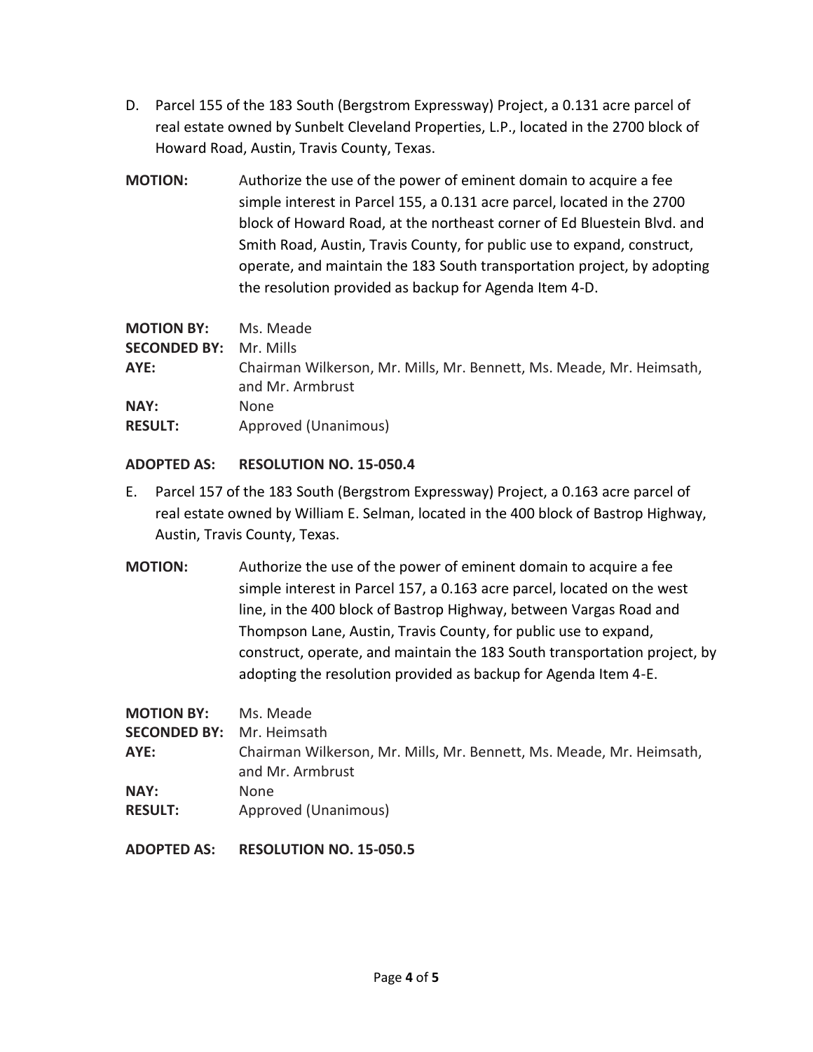D. Parcel 155 of the 183 South (Bergstrom Expressway) Project, a 0.131 acre parcel of real estate owned by Sunbelt Cleveland Properties, L.P., located in the 2700 block of Howard Road, Austin, Travis County, Texas.

**MOTION:** Authorize the use of the power of eminent domain to acquire a fee simple interest in Parcel 155, a 0.131 acre parcel, located in the 2700 block of Howard Road, at the northeast corner of Ed Bluestein Blvd. and Smith Road, Austin, Travis County, for public use to expand, construct, operate, and maintain the 183 South transportation project, by adopting the resolution provided as backup for Agenda Item 4-D.

**MOTION BY:** Ms. Meade
**SECONDED BY:** Mr. Mills
**AYE:** Chairman Wilkerson, Mr. Mills, Mr. Bennett, Ms. Meade, Mr. Heimsath, and Mr. Armbrust
**NAY:** None
**RESULT:** Approved (Unanimous)

**ADOPTED AS: RESOLUTION NO. 15-050.4**

E. Parcel 157 of the 183 South (Bergstrom Expressway) Project, a 0.163 acre parcel of real estate owned by William E. Selman, located in the 400 block of Bastrop Highway, Austin, Travis County, Texas.

**MOTION:** Authorize the use of the power of eminent domain to acquire a fee simple interest in Parcel 157, a 0.163 acre parcel, located on the west line, in the 400 block of Bastrop Highway, between Vargas Road and Thompson Lane, Austin, Travis County, for public use to expand, construct, operate, and maintain the 183 South transportation project, by adopting the resolution provided as backup for Agenda Item 4-E.

**MOTION BY:** Ms. Meade
**SECONDED BY:** Mr. Heimsath
**AYE:** Chairman Wilkerson, Mr. Mills, Mr. Bennett, Ms. Meade, Mr. Heimsath, and Mr. Armbrust
**NAY:** None
**RESULT:** Approved (Unanimous)

**ADOPTED AS: RESOLUTION NO. 15-050.5**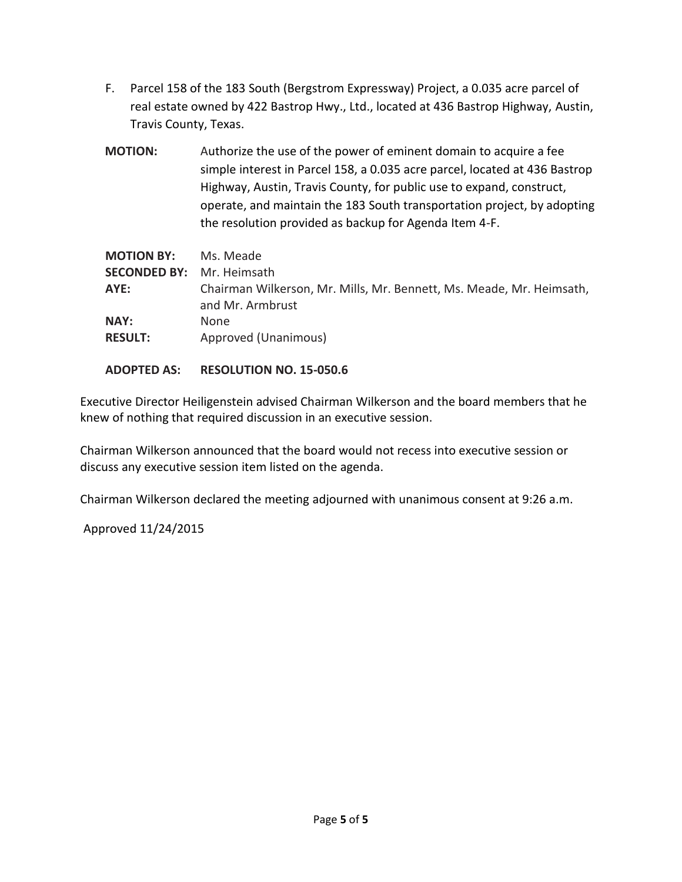F. Parcel 158 of the 183 South (Bergstrom Expressway) Project, a 0.035 acre parcel of real estate owned by 422 Bastrop Hwy., Ltd., located at 436 Bastrop Highway, Austin, Travis County, Texas.

**MOTION:** Authorize the use of the power of eminent domain to acquire a fee simple interest in Parcel 158, a 0.035 acre parcel, located at 436 Bastrop Highway, Austin, Travis County, for public use to expand, construct, operate, and maintain the 183 South transportation project, by adopting the resolution provided as backup for Agenda Item 4-F.

**MOTION BY:** Ms. Meade
**SECONDED BY:** Mr. Heimsath
**AYE:** Chairman Wilkerson, Mr. Mills, Mr. Bennett, Ms. Meade, Mr. Heimsath, and Mr. Armbrust
**NAY:** None
**RESULT:** Approved (Unanimous)

**ADOPTED AS: RESOLUTION NO. 15-050.6**

Executive Director Heiligenstein advised Chairman Wilkerson and the board members that he knew of nothing that required discussion in an executive session.

Chairman Wilkerson announced that the board would not recess into executive session or discuss any executive session item listed on the agenda.

Chairman Wilkerson declared the meeting adjourned with unanimous consent at 9:26 a.m.

Approved 11/24/2015